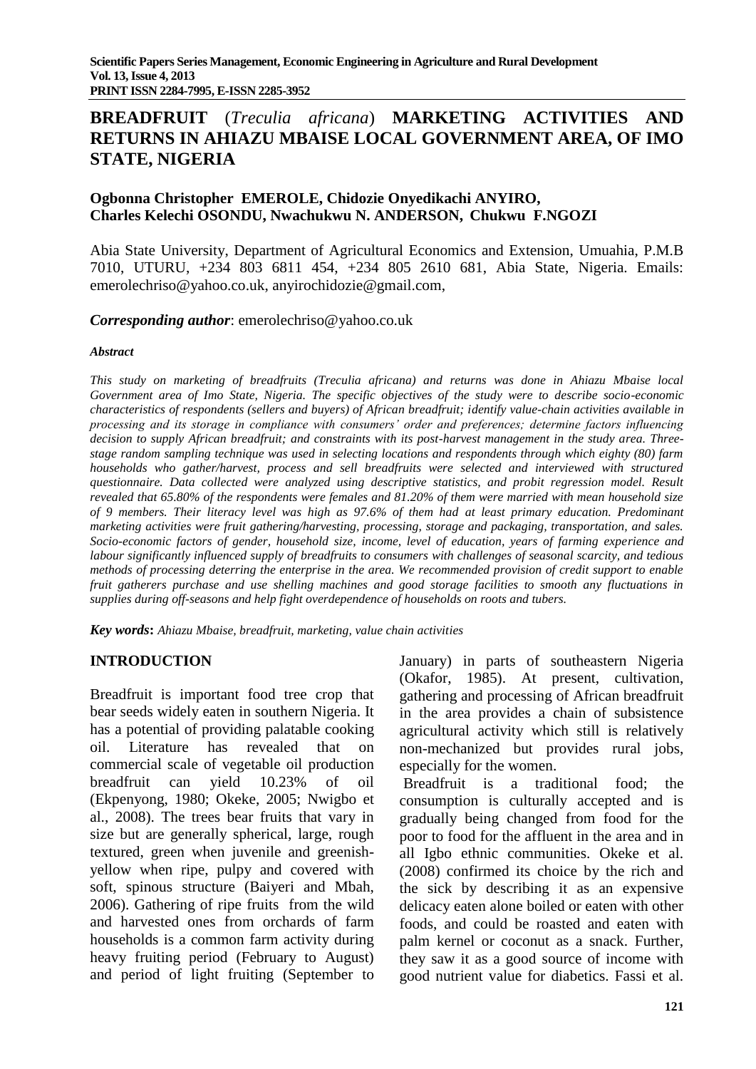# BREADFRUIT (*Treculia africana*) MARKETING ACTIVITIES AND RETURNS IN AHIAZU MBAISE LOCAL GOVERNMENT AREA, OF IMO STATE, NIGERIA

**Ogbonna Christopher EMEROLE, Chidozie Onyedikachi ANYIRO, Charles Kelechi OSONDU, Nwachukwu N. ANDERSON, Chukwu F.NGOZI**

Abia State University, Department of Agricultural Economics and Extension, Umuahia, P.M.B 7010, UTURU, +234 803 6811 454, +234 805 2610 681, Abia State, Nigeria. Emails: emerolechriso@yahoo.co.uk, anyirochidozie@gmail.com,

***Corresponding author***: emerolechriso@yahoo.co.uk

***Abstract***

*This study on marketing of breadfruits (Treculia africana) and returns was done in Ahiazu Mbaise local Government area of Imo State, Nigeria. The specific objectives of the study were to describe socio-economic characteristics of respondents (sellers and buyers) of African breadfruit; identify value-chain activities available in processing and its storage in compliance with consumers' order and preferences; determine factors influencing decision to supply African breadfruit; and constraints with its post-harvest management in the study area. Three-stage random sampling technique was used in selecting locations and respondents through which eighty (80) farm households who gather/harvest, process and sell breadfruits were selected and interviewed with structured questionnaire. Data collected were analyzed using descriptive statistics, and probit regression model. Result revealed that 65.80% of the respondents were females and 81.20% of them were married with mean household size of 9 members. Their literacy level was high as 97.6% of them had at least primary education. Predominant marketing activities were fruit gathering/harvesting, processing, storage and packaging, transportation, and sales. Socio-economic factors of gender, household size, income, level of education, years of farming experience and labour significantly influenced supply of breadfruits to consumers with challenges of seasonal scarcity, and tedious methods of processing deterring the enterprise in the area. We recommended provision of credit support to enable fruit gatherers purchase and use shelling machines and good storage facilities to smooth any fluctuations in supplies during off-seasons and help fight overdependence of households on roots and tubers.*

***Key words***: *Ahiazu Mbaise, breadfruit, marketing, value chain activities*

## INTRODUCTION

Breadfruit is important food tree crop that bear seeds widely eaten in southern Nigeria. It has a potential of providing palatable cooking oil. Literature has revealed that on commercial scale of vegetable oil production breadfruit can yield 10.23% of oil (Ekpenyong, 1980; Okeke, 2005; Nwigbo et al., 2008). The trees bear fruits that vary in size but are generally spherical, large, rough textured, green when juvenile and greenish-yellow when ripe, pulpy and covered with soft, spinous structure (Baiyeri and Mbah, 2006). Gathering of ripe fruits from the wild and harvested ones from orchards of farm households is a common farm activity during heavy fruiting period (February to August) and period of light fruiting (September to January) in parts of southeastern Nigeria (Okafor, 1985). At present, cultivation, gathering and processing of African breadfruit in the area provides a chain of subsistence agricultural activity which still is relatively non-mechanized but provides rural jobs, especially for the women.

Breadfruit is a traditional food; the consumption is culturally accepted and is gradually being changed from food for the poor to food for the affluent in the area and in all Igbo ethnic communities. Okeke et al. (2008) confirmed its choice by the rich and the sick by describing it as an expensive delicacy eaten alone boiled or eaten with other foods, and could be roasted and eaten with palm kernel or coconut as a snack. Further, they saw it as a good source of income with good nutrient value for diabetics. Fassi et al.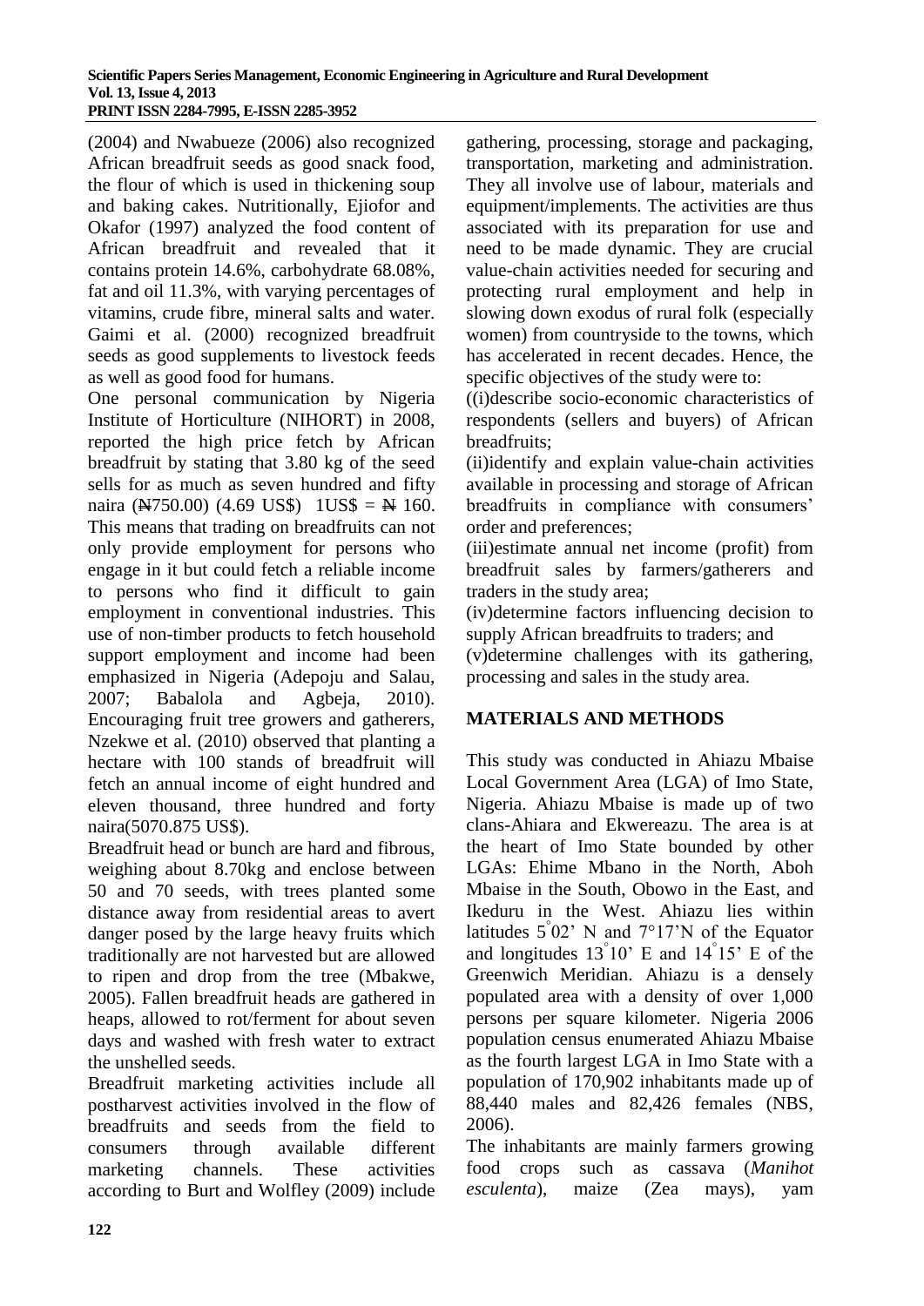(2004) and Nwabueze (2006) also recognized African breadfruit seeds as good snack food, the flour of which is used in thickening soup and baking cakes. Nutritionally, Ejiofor and Okafor (1997) analyzed the food content of African breadfruit and revealed that it contains protein 14.6%, carbohydrate 68.08%, fat and oil 11.3%, with varying percentages of vitamins, crude fibre, mineral salts and water. Gaimi et al. (2000) recognized breadfruit seeds as good supplements to livestock feeds as well as good food for humans.

One personal communication by Nigeria Institute of Horticulture (NIHORT) in 2008, reported the high price fetch by African breadfruit by stating that 3.80 kg of the seed sells for as much as seven hundred and fifty naira (₦750.00) (4.69 US$) 1US$ = ₦ 160. This means that trading on breadfruits can not only provide employment for persons who engage in it but could fetch a reliable income to persons who find it difficult to gain employment in conventional industries. This use of non-timber products to fetch household support employment and income had been emphasized in Nigeria (Adepoju and Salau, 2007; Babalola and Agbeja, 2010). Encouraging fruit tree growers and gatherers, Nzekwe et al. (2010) observed that planting a hectare with 100 stands of breadfruit will fetch an annual income of eight hundred and eleven thousand, three hundred and forty naira(5070.875 US$).

Breadfruit head or bunch are hard and fibrous, weighing about 8.70kg and enclose between 50 and 70 seeds, with trees planted some distance away from residential areas to avert danger posed by the large heavy fruits which traditionally are not harvested but are allowed to ripen and drop from the tree (Mbakwe, 2005). Fallen breadfruit heads are gathered in heaps, allowed to rot/ferment for about seven days and washed with fresh water to extract the unshelled seeds.

Breadfruit marketing activities include all postharvest activities involved in the flow of breadfruits and seeds from the field to consumers through available different marketing channels. These activities according to Burt and Wolfley (2009) include gathering, processing, storage and packaging, transportation, marketing and administration. They all involve use of labour, materials and equipment/implements. The activities are thus associated with its preparation for use and need to be made dynamic. They are crucial value-chain activities needed for securing and protecting rural employment and help in slowing down exodus of rural folk (especially women) from countryside to the towns, which has accelerated in recent decades. Hence, the specific objectives of the study were to:

((i)describe socio-economic characteristics of respondents (sellers and buyers) of African breadfruits;

(ii)identify and explain value-chain activities available in processing and storage of African breadfruits in compliance with consumers' order and preferences;

(iii)estimate annual net income (profit) from breadfruit sales by farmers/gatherers and traders in the study area;

(iv)determine factors influencing decision to supply African breadfruits to traders; and

(v)determine challenges with its gathering, processing and sales in the study area.

## MATERIALS AND METHODS

This study was conducted in Ahiazu Mbaise Local Government Area (LGA) of Imo State, Nigeria. Ahiazu Mbaise is made up of two clans-Ahiara and Ekwereazu. The area is at the heart of Imo State bounded by other LGAs: Ehime Mbano in the North, Aboh Mbaise in the South, Obowo in the East, and Ikeduru in the West. Ahiazu lies within latitudes 5°02' N and 7°17'N of the Equator and longitudes 13°10' E and 14°15' E of the Greenwich Meridian. Ahiazu is a densely populated area with a density of over 1,000 persons per square kilometer. Nigeria 2006 population census enumerated Ahiazu Mbaise as the fourth largest LGA in Imo State with a population of 170,902 inhabitants made up of 88,440 males and 82,426 females (NBS, 2006).

The inhabitants are mainly farmers growing food crops such as cassava (*Manihot esculenta*), maize (Zea mays), yam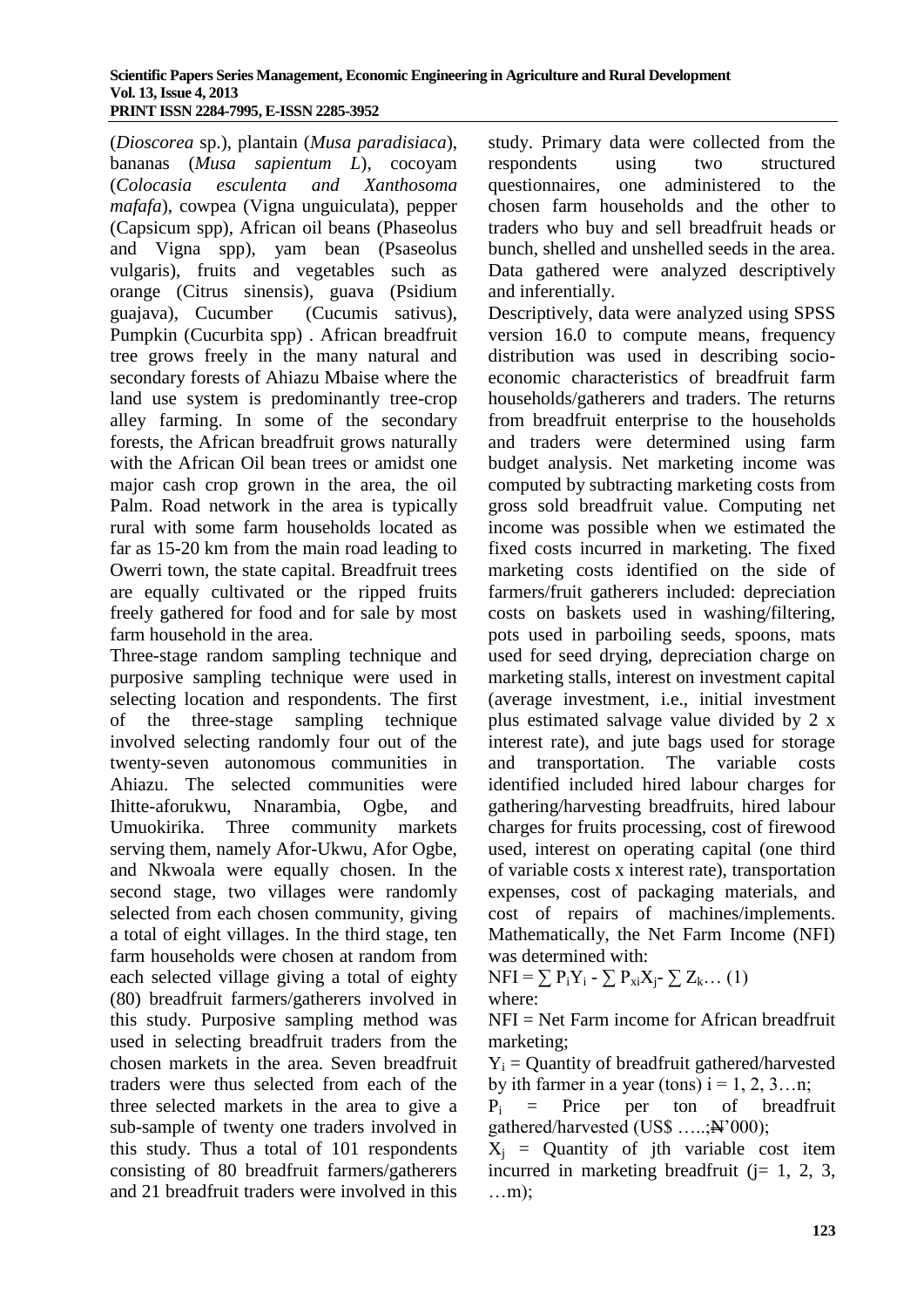(*Dioscorea* sp.), plantain (*Musa paradisiaca*), bananas (*Musa sapientum L*), cocoyam (*Colocasia esculenta and Xanthosoma mafafa*), cowpea (Vigna unguiculata), pepper (Capsicum spp), African oil beans (Phaseolus and Vigna spp), yam bean (Psaseolus vulgaris), fruits and vegetables such as orange (Citrus sinensis), guava (Psidium guajava), Cucumber (Cucumis sativus), Pumpkin (Cucurbita spp) . African breadfruit tree grows freely in the many natural and secondary forests of Ahiazu Mbaise where the land use system is predominantly tree-crop alley farming. In some of the secondary forests, the African breadfruit grows naturally with the African Oil bean trees or amidst one major cash crop grown in the area, the oil Palm. Road network in the area is typically rural with some farm households located as far as 15-20 km from the main road leading to Owerri town, the state capital. Breadfruit trees are equally cultivated or the ripped fruits freely gathered for food and for sale by most farm household in the area.

Three-stage random sampling technique and purposive sampling technique were used in selecting location and respondents. The first of the three-stage sampling technique involved selecting randomly four out of the twenty-seven autonomous communities in Ahiazu. The selected communities were Ihitte-aforukwu, Nnarambia, Ogbe, and Umuokirika. Three community markets serving them, namely Afor-Ukwu, Afor Ogbe, and Nkwoala were equally chosen. In the second stage, two villages were randomly selected from each chosen community, giving a total of eight villages. In the third stage, ten farm households were chosen at random from each selected village giving a total of eighty (80) breadfruit farmers/gatherers involved in this study. Purposive sampling method was used in selecting breadfruit traders from the chosen markets in the area. Seven breadfruit traders were thus selected from each of the three selected markets in the area to give a sub-sample of twenty one traders involved in this study. Thus a total of 101 respondents consisting of 80 breadfruit farmers/gatherers and 21 breadfruit traders were involved in this study. Primary data were collected from the respondents using two structured questionnaires, one administered to the chosen farm households and the other to traders who buy and sell breadfruit heads or bunch, shelled and unshelled seeds in the area. Data gathered were analyzed descriptively and inferentially.

Descriptively, data were analyzed using SPSS version 16.0 to compute means, frequency distribution was used in describing socio-economic characteristics of breadfruit farm households/gatherers and traders. The returns from breadfruit enterprise to the households and traders were determined using farm budget analysis. Net marketing income was computed by subtracting marketing costs from gross sold breadfruit value. Computing net income was possible when we estimated the fixed costs incurred in marketing. The fixed marketing costs identified on the side of farmers/fruit gatherers included: depreciation costs on baskets used in washing/filtering, pots used in parboiling seeds, spoons, mats used for seed drying, depreciation charge on marketing stalls, interest on investment capital (average investment, i.e., initial investment plus estimated salvage value divided by 2 x interest rate), and jute bags used for storage and transportation. The variable costs identified included hired labour charges for gathering/harvesting breadfruits, hired labour charges for fruits processing, cost of firewood used, interest on operating capital (one third of variable costs x interest rate), transportation expenses, cost of packaging materials, and cost of repairs of machines/implements. Mathematically, the Net Farm Income (NFI) was determined with:

$$NFI = \sum P_i Y_i - \sum P_{xi} X_j - \sum Z_k \dots (1)$$

where:

NFI = Net Farm income for African breadfruit marketing;

$Y_i$ = Quantity of breadfruit gathered/harvested by ith farmer in a year (tons) $i = 1, 2, 3 \dots n$;

$P_i$ = Price per ton of breadfruit gathered/harvested (US$ …..;₦'000);

$X_j$ = Quantity of jth variable cost item incurred in marketing breadfruit ($j = 1, 2, 3, \dots m$);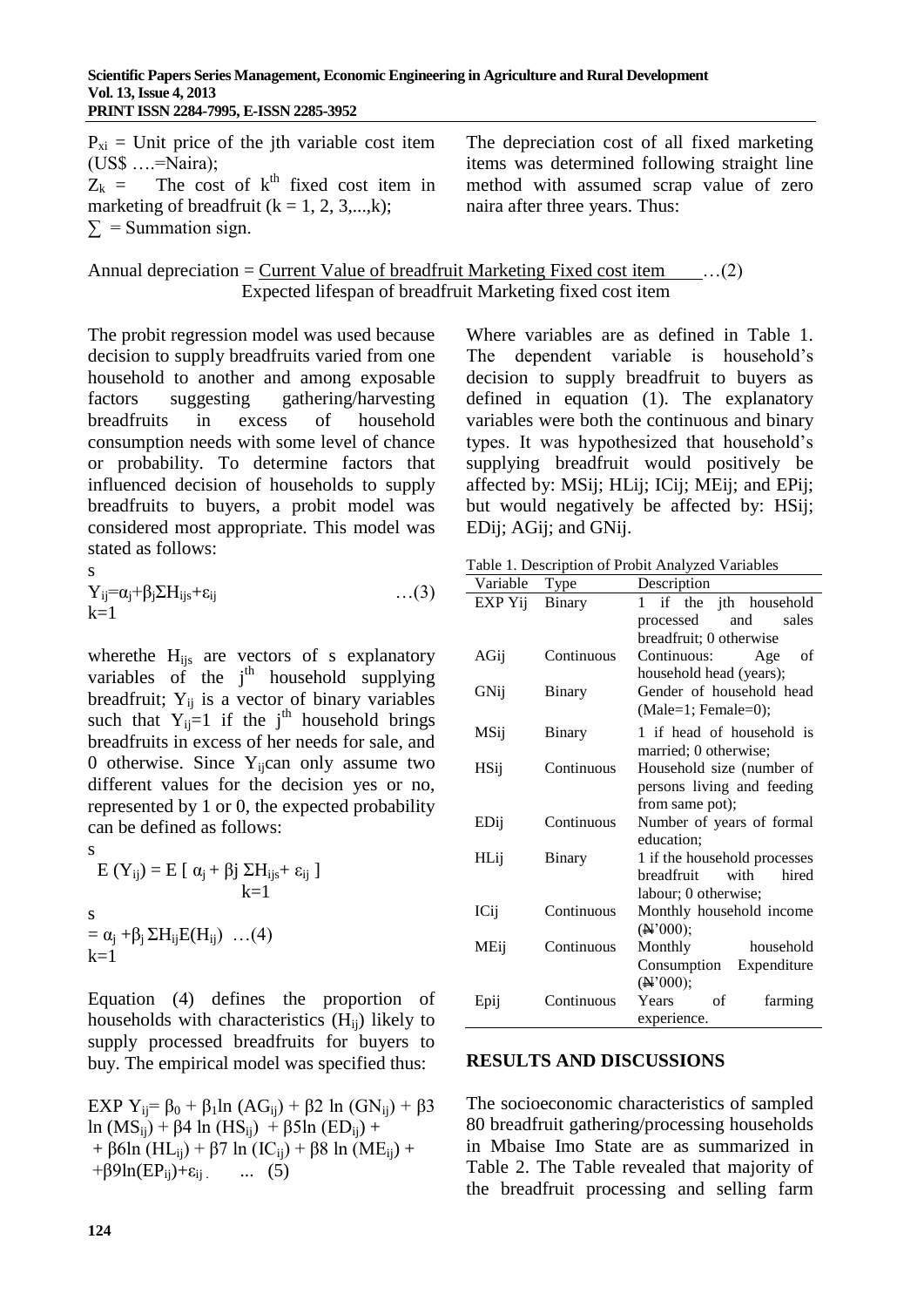$P_{xi}$ = Unit price of the jth variable cost item (US$ ….=Naira);

$Z_k$ = The cost of $k^{th}$ fixed cost item in marketing of breadfruit (k = 1, 2, 3,...,k);

$\sum$ = Summation sign.

The depreciation cost of all fixed marketing items was determined following straight line method with assumed scrap value of zero naira after three years. Thus:

$$\text{Annual depreciation} = \frac{\text{Current Value of breadfruit Marketing Fixed cost item}}{\text{Expected lifespan of breadfruit Marketing fixed cost item}} \quad \ldots(2)$$

The probit regression model was used because decision to supply breadfruits varied from one household to another and among exposable factors suggesting gathering/harvesting breadfruits in excess of household consumption needs with some level of chance or probability. To determine factors that influenced decision of households to supply breadfruits to buyers, a probit model was considered most appropriate. This model was stated as follows:

$$Y_{ij}=\alpha_j+\beta_j\sum_{k=1}^{s}H_{ijs}+\varepsilon_{ij} \quad \ldots(3)$$

wherethe $H_{ijs}$ are vectors of s explanatory variables of the $j^{th}$ household supplying breadfruit; $Y_{ij}$ is a vector of binary variables such that $Y_{ij}$=1 if the $j^{th}$ household brings breadfruits in excess of her needs for sale, and 0 otherwise. Since $Y_{ij}$can only assume two different values for the decision yes or no, represented by 1 or 0, the expected probability can be defined as follows:

$$E(Y_{ij}) = E\left[\alpha_j + \beta_j \sum_{k=1}^{s} H_{ijs} + \varepsilon_{ij}\right]$$

$$= \alpha_j + \beta_j \sum_{k=1}^{s} H_{ij}E(H_{ij}) \quad \ldots(4)$$

Equation (4) defines the proportion of households with characteristics ($H_{ij}$) likely to supply processed breadfruits for buyers to buy. The empirical model was specified thus:

$$EXP\ Y_{ij}= \beta_0 + \beta_1\ln(AG_{ij}) + \beta_2\ln(GN_{ij}) + \beta_3\ln(MS_{ij}) + \beta_4\ln(HS_{ij}) + \beta_5\ln(ED_{ij}) + \beta_6\ln(HL_{ij}) + \beta_7\ln(IC_{ij}) + \beta_8\ln(ME_{ij}) + \beta_9\ln(EP_{ij})+\varepsilon_{ij} \quad \ldots(5)$$

Where variables are as defined in Table 1. The dependent variable is household's decision to supply breadfruit to buyers as defined in equation (1). The explanatory variables were both the continuous and binary types. It was hypothesized that household's supplying breadfruit would positively be affected by: MSij; HLij; ICij; MEij; and EPij; but would negatively be affected by: HSij; EDij; AGij; and GNij.

Table 1. Description of Probit Analyzed Variables

| Variable | Type | Description |
|---|---|---|
| EXP Yij | Binary | 1 if the jth household processed and sales breadfruit; 0 otherwise |
| AGij | Continuous | Continuous: Age of household head (years); |
| GNij | Binary | Gender of household head (Male=1; Female=0); |
| MSij | Binary | 1 if head of household is married; 0 otherwise; |
| HSij | Continuous | Household size (number of persons living and feeding from same pot); |
| EDij | Continuous | Number of years of formal education; |
| HLij | Binary | 1 if the household processes breadfruit with hired labour; 0 otherwise; |
| ICij | Continuous | Monthly household income (₦'000); |
| MEij | Continuous | Monthly household Consumption Expenditure (₦'000); |
| Epij | Continuous | Years of farming experience. |

## RESULTS AND DISCUSSIONS

The socioeconomic characteristics of sampled 80 breadfruit gathering/processing households in Mbaise Imo State are as summarized in Table 2. The Table revealed that majority of the breadfruit processing and selling farm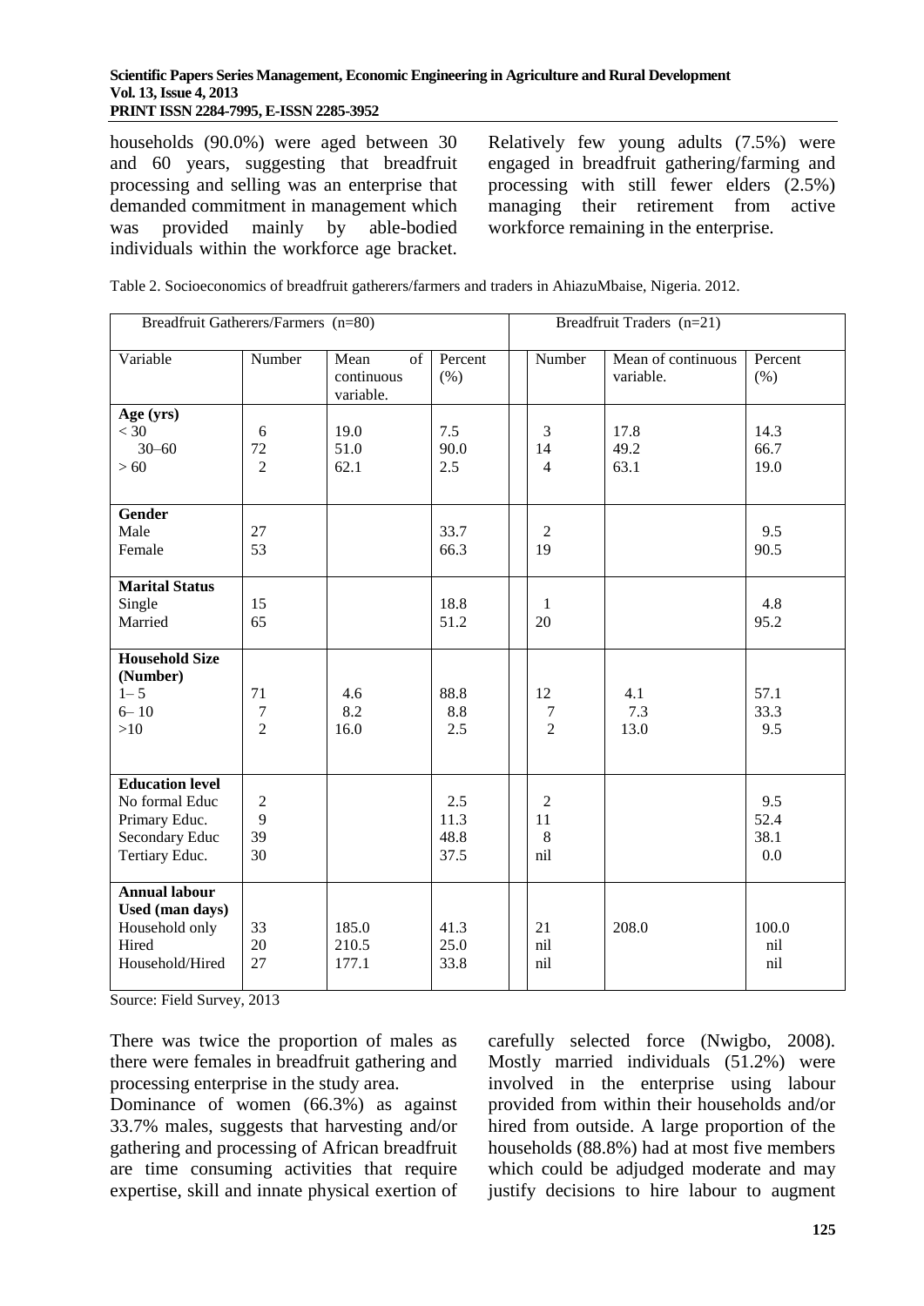households (90.0%) were aged between 30 and 60 years, suggesting that breadfruit processing and selling was an enterprise that demanded commitment in management which was provided mainly by able-bodied individuals within the workforce age bracket. Relatively few young adults (7.5%) were engaged in breadfruit gathering/farming and processing with still fewer elders (2.5%) managing their retirement from active workforce remaining in the enterprise.

Table 2. Socioeconomics of breadfruit gatherers/farmers and traders in AhiazuMbaise, Nigeria. 2012.

| Breadfruit Gatherers/Farmers (n=80) | | | | Breadfruit Traders (n=21) | | |
|---|---|---|---|---|---|---|
| Variable | Number | Mean of continuous variable. | Percent (%) | Number | Mean of continuous variable. | Percent (%) |
| **Age (yrs)** | | | | | | |
| < 30 | 6 | 19.0 | 7.5 | 3 | 17.8 | 14.3 |
| 30–60 | 72 | 51.0 | 90.0 | 14 | 49.2 | 66.7 |
| > 60 | 2 | 62.1 | 2.5 | 4 | 63.1 | 19.0 |
| **Gender** | | | | | | |
| Male | 27 | | 33.7 | 2 | | 9.5 |
| Female | 53 | | 66.3 | 19 | | 90.5 |
| **Marital Status** | | | | | | |
| Single | 15 | | 18.8 | 1 | | 4.8 |
| Married | 65 | | 51.2 | 20 | | 95.2 |
| **Household Size (Number)** | | | | | | |
| 1– 5 | 71 | 4.6 | 88.8 | 12 | 4.1 | 57.1 |
| 6– 10 | 7 | 8.2 | 8.8 | 7 | 7.3 | 33.3 |
| >10 | 2 | 16.0 | 2.5 | 2 | 13.0 | 9.5 |
| **Education level** | | | | | | |
| No formal Educ | 2 | | 2.5 | 2 | | 9.5 |
| Primary Educ. | 9 | | 11.3 | 11 | | 52.4 |
| Secondary Educ | 39 | | 48.8 | 8 | | 38.1 |
| Tertiary Educ. | 30 | | 37.5 | nil | | 0.0 |
| **Annual labour Used (man days)** | | | | | | |
| Household only | 33 | 185.0 | 41.3 | 21 | 208.0 | 100.0 |
| Hired | 20 | 210.5 | 25.0 | nil | | nil |
| Household/Hired | 27 | 177.1 | 33.8 | nil | | nil |

Source: Field Survey, 2013

There was twice the proportion of males as there were females in breadfruit gathering and processing enterprise in the study area.

Dominance of women (66.3%) as against 33.7% males, suggests that harvesting and/or gathering and processing of African breadfruit are time consuming activities that require expertise, skill and innate physical exertion of carefully selected force (Nwigbo, 2008). Mostly married individuals (51.2%) were involved in the enterprise using labour provided from within their households and/or hired from outside. A large proportion of the households (88.8%) had at most five members which could be adjudged moderate and may justify decisions to hire labour to augment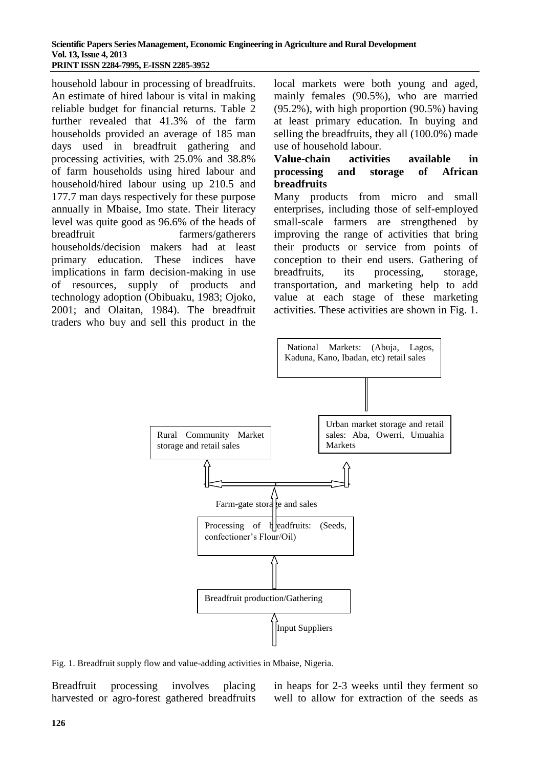household labour in processing of breadfruits. An estimate of hired labour is vital in making reliable budget for financial returns. Table 2 further revealed that 41.3% of the farm households provided an average of 185 man days used in breadfruit gathering and processing activities, with 25.0% and 38.8% of farm households using hired labour and household/hired labour using up 210.5 and 177.7 man days respectively for these purpose annually in Mbaise, Imo state. Their literacy level was quite good as 96.6% of the heads of breadfruit farmers/gatherers households/decision makers had at least primary education. These indices have implications in farm decision-making in use of resources, supply of products and technology adoption (Obibuaku, 1983; Ojoko, 2001; and Olaitan, 1984). The breadfruit traders who buy and sell this product in the local markets were both young and aged, mainly females (90.5%), who are married (95.2%), with high proportion (90.5%) having at least primary education. In buying and selling the breadfruits, they all (100.0%) made use of household labour.

**Value-chain activities available in processing and storage of African breadfruits**

Many products from micro and small enterprises, including those of self-employed small-scale farmers are strengthened by improving the range of activities that bring their products or service from points of conception to their end users. Gathering of breadfruits, its processing, storage, transportation, and marketing help to add value at each stage of these marketing activities. These activities are shown in Fig. 1.

National Markets: (Abuja, Lagos, Kaduna, Kano, Ibadan, etc) retail sales

Urban market storage and retail sales: Aba, Owerri, Umuahia Markets

Rural Community Market storage and retail sales

Farm-gate storage and sales

Processing of breadfruits: (Seeds, confectioner's Flour/Oil)

Breadfruit production/Gathering

Input Suppliers

Fig. 1. Breadfruit supply flow and value-adding activities in Mbaise, Nigeria.

Breadfruit processing involves placing harvested or agro-forest gathered breadfruits in heaps for 2-3 weeks until they ferment so well to allow for extraction of the seeds as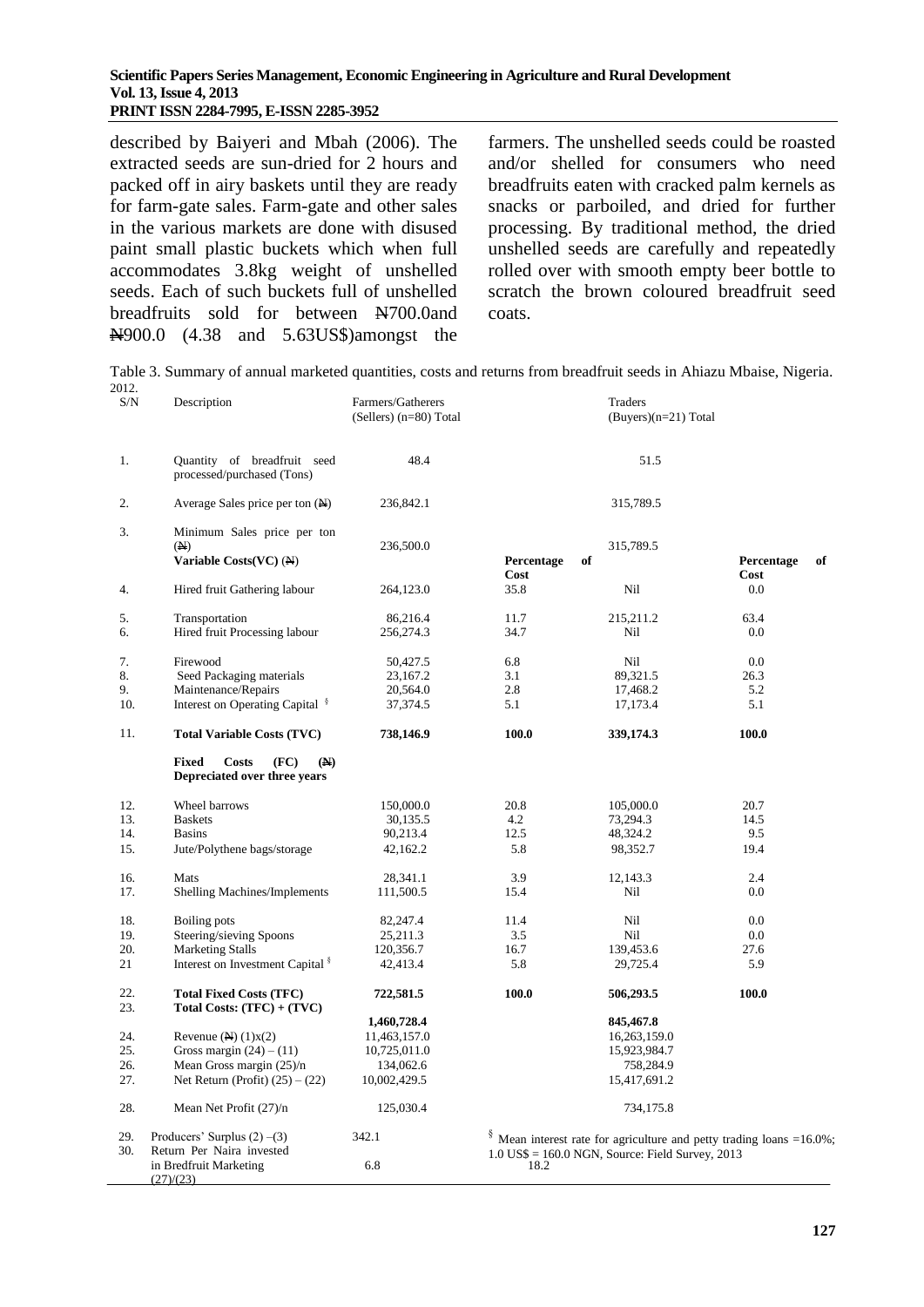described by Baiyeri and Mbah (2006). The extracted seeds are sun-dried for 2 hours and packed off in airy baskets until they are ready for farm-gate sales. Farm-gate and other sales in the various markets are done with disused paint small plastic buckets which when full accommodates 3.8kg weight of unshelled seeds. Each of such buckets full of unshelled breadfruits sold for between ₦700.0and ₦900.0 (4.38 and 5.63US$)amongst the farmers. The unshelled seeds could be roasted and/or shelled for consumers who need breadfruits eaten with cracked palm kernels as snacks or parboiled, and dried for further processing. By traditional method, the dried unshelled seeds are carefully and repeatedly rolled over with smooth empty beer bottle to scratch the brown coloured breadfruit seed coats.

Table 3. Summary of annual marketed quantities, costs and returns from breadfruit seeds in Ahiazu Mbaise, Nigeria. 2012.

| S/N | Description | Farmers/Gatherers (Sellers) (n=80) Total | | Traders (Buyers)(n=21) Total | |
|---|---|---|---|---|---|
| 1. | Quantity of breadfruit seed processed/purchased (Tons) | 48.4 | | 51.5 | |
| 2. | Average Sales price per ton (₦) | 236,842.1 | | 315,789.5 | |
| 3. | Minimum Sales price per ton (₦) | 236,500.0 | | 315,789.5 | |
| | **Variable Costs(VC)** (₦) | | **Percentage of Cost** | | **Percentage of Cost** |
| 4. | Hired fruit Gathering labour | 264,123.0 | 35.8 | Nil | 0.0 |
| 5. | Transportation | 86,216.4 | 11.7 | 215,211.2 | 63.4 |
| 6. | Hired fruit Processing labour | 256,274.3 | 34.7 | Nil | 0.0 |
| 7. | Firewood | 50,427.5 | 6.8 | Nil | 0.0 |
| 8. | Seed Packaging materials | 23,167.2 | 3.1 | 89,321.5 | 26.3 |
| 9. | Maintenance/Repairs | 20,564.0 | 2.8 | 17,468.2 | 5.2 |
| 10. | Interest on Operating Capital § | 37,374.5 | 5.1 | 17,173.4 | 5.1 |
| 11. | **Total Variable Costs (TVC)** | **738,146.9** | **100.0** | **339,174.3** | **100.0** |
| | **Fixed Costs (FC) (₦) Depreciated over three years** | | | | |
| 12. | Wheel barrows | 150,000.0 | 20.8 | 105,000.0 | 20.7 |
| 13. | Baskets | 30,135.5 | 4.2 | 73,294.3 | 14.5 |
| 14. | Basins | 90,213.4 | 12.5 | 48,324.2 | 9.5 |
| 15. | Jute/Polythene bags/storage | 42,162.2 | 5.8 | 98,352.7 | 19.4 |
| 16. | Mats | 28,341.1 | 3.9 | 12,143.3 | 2.4 |
| 17. | Shelling Machines/Implements | 111,500.5 | 15.4 | Nil | 0.0 |
| 18. | Boiling pots | 82,247.4 | 11.4 | Nil | 0.0 |
| 19. | Steering/sieving Spoons | 25,211.3 | 3.5 | Nil | 0.0 |
| 20. | Marketing Stalls | 120,356.7 | 16.7 | 139,453.6 | 27.6 |
| 21 | Interest on Investment Capital § | 42,413.4 | 5.8 | 29,725.4 | 5.9 |
| 22. | **Total Fixed Costs (TFC)** | **722,581.5** | **100.0** | **506,293.5** | **100.0** |
| 23. | **Total Costs: (TFC) + (TVC)** | **1,460,728.4** | | **845,467.8** | |
| 24. | Revenue (₦) (1)x(2) | 11,463,157.0 | | 16,263,159.0 | |
| 25. | Gross margin (24) – (11) | 10,725,011.0 | | 15,923,984.7 | |
| 26. | Mean Gross margin (25)/n | 134,062.6 | | 758,284.9 | |
| 27. | Net Return (Profit) (25) – (22) | 10,002,429.5 | | 15,417,691.2 | |
| 28. | Mean Net Profit (27)/n | 125,030.4 | | 734,175.8 | |
| 29. | Producers' Surplus (2) –(3) | 342.1 | | | |
| 30. | Return Per Naira invested in Bredfruit Marketing (27)/(23) | 6.8 | | 18.2 | |

§ Mean interest rate for agriculture and petty trading loans =16.0%; 1.0 US$ = 160.0 NGN, Source: Field Survey, 2013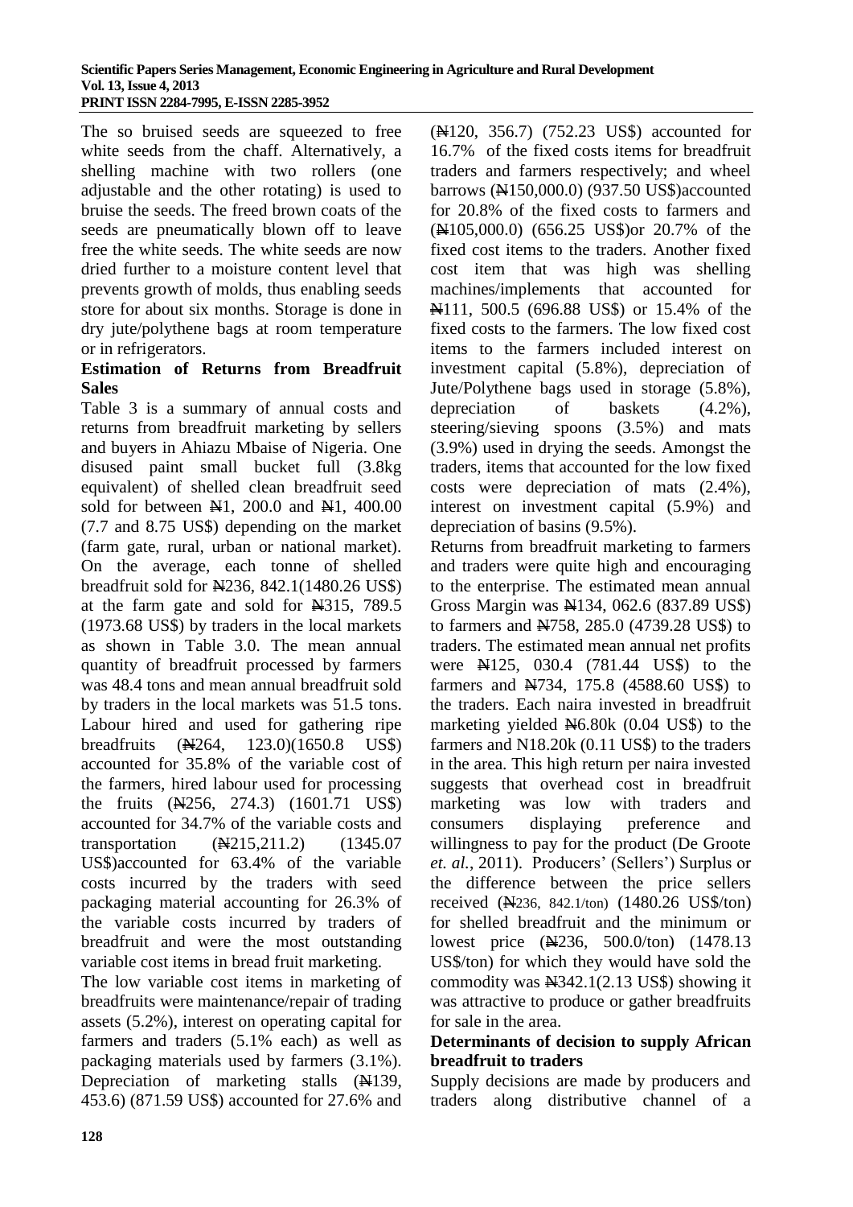The so bruised seeds are squeezed to free white seeds from the chaff. Alternatively, a shelling machine with two rollers (one adjustable and the other rotating) is used to bruise the seeds. The freed brown coats of the seeds are pneumatically blown off to leave free the white seeds. The white seeds are now dried further to a moisture content level that prevents growth of molds, thus enabling seeds store for about six months. Storage is done in dry jute/polythene bags at room temperature or in refrigerators.

**Estimation of Returns from Breadfruit Sales**

Table 3 is a summary of annual costs and returns from breadfruit marketing by sellers and buyers in Ahiazu Mbaise of Nigeria. One disused paint small bucket full (3.8kg equivalent) of shelled clean breadfruit seed sold for between ₦1, 200.0 and ₦1, 400.00 (7.7 and 8.75 US$) depending on the market (farm gate, rural, urban or national market). On the average, each tonne of shelled breadfruit sold for ₦236, 842.1(1480.26 US$) at the farm gate and sold for ₦315, 789.5 (1973.68 US$) by traders in the local markets as shown in Table 3.0. The mean annual quantity of breadfruit processed by farmers was 48.4 tons and mean annual breadfruit sold by traders in the local markets was 51.5 tons. Labour hired and used for gathering ripe breadfruits (₦264, 123.0)(1650.8 US$) accounted for 35.8% of the variable cost of the farmers, hired labour used for processing the fruits (₦256, 274.3) (1601.71 US$) accounted for 34.7% of the variable costs and transportation (₦215,211.2) (1345.07 US$)accounted for 63.4% of the variable costs incurred by the traders with seed packaging material accounting for 26.3% of the variable costs incurred by traders of breadfruit and were the most outstanding variable cost items in bread fruit marketing.

The low variable cost items in marketing of breadfruits were maintenance/repair of trading assets (5.2%), interest on operating capital for farmers and traders (5.1% each) as well as packaging materials used by farmers (3.1%). Depreciation of marketing stalls (₦139, 453.6) (871.59 US$) accounted for 27.6% and (₦120, 356.7) (752.23 US$) accounted for 16.7% of the fixed costs items for breadfruit traders and farmers respectively; and wheel barrows (₦150,000.0) (937.50 US$)accounted for 20.8% of the fixed costs to farmers and (₦105,000.0) (656.25 US$)or 20.7% of the fixed cost items to the traders. Another fixed cost item that was high was shelling machines/implements that accounted for ₦111, 500.5 (696.88 US$) or 15.4% of the fixed costs to the farmers. The low fixed cost items to the farmers included interest on investment capital (5.8%), depreciation of Jute/Polythene bags used in storage (5.8%), depreciation of baskets (4.2%), steering/sieving spoons (3.5%) and mats (3.9%) used in drying the seeds. Amongst the traders, items that accounted for the low fixed costs were depreciation of mats (2.4%), interest on investment capital (5.9%) and depreciation of basins (9.5%).

Returns from breadfruit marketing to farmers and traders were quite high and encouraging to the enterprise. The estimated mean annual Gross Margin was ₦134, 062.6 (837.89 US$) to farmers and ₦758, 285.0 (4739.28 US$) to traders. The estimated mean annual net profits were ₦125, 030.4 (781.44 US$) to the farmers and ₦734, 175.8 (4588.60 US$) to the traders. Each naira invested in breadfruit marketing yielded ₦6.80k (0.04 US$) to the farmers and N18.20k (0.11 US$) to the traders in the area. This high return per naira invested suggests that overhead cost in breadfruit marketing was low with traders and consumers displaying preference and willingness to pay for the product (De Groote *et. al.*, 2011). Producers' (Sellers') Surplus or the difference between the price sellers received (₦236, 842.1/ton) (1480.26 US$/ton) for shelled breadfruit and the minimum or lowest price (₦236, 500.0/ton) (1478.13 US$/ton) for which they would have sold the commodity was ₦342.1(2.13 US$) showing it was attractive to produce or gather breadfruits for sale in the area.

**Determinants of decision to supply African breadfruit to traders**

Supply decisions are made by producers and traders along distributive channel of a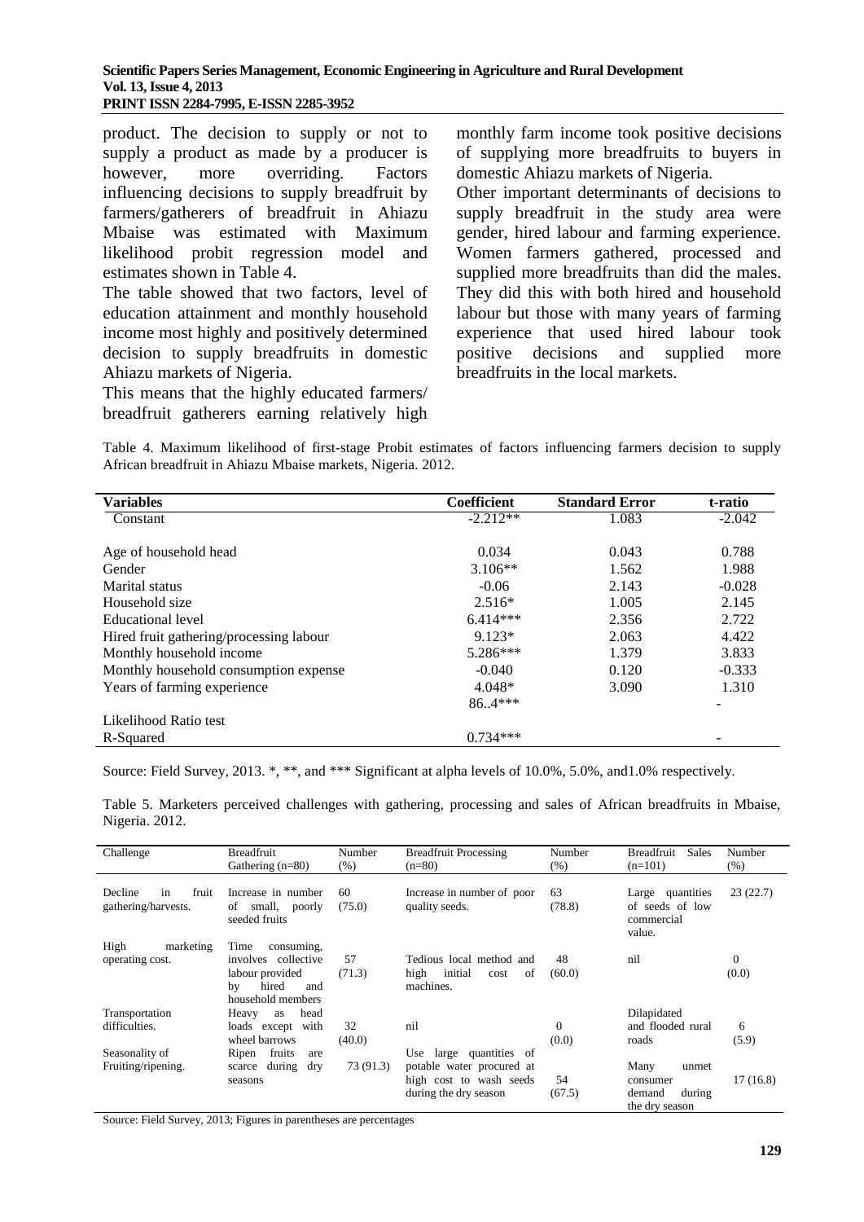product. The decision to supply or not to supply a product as made by a producer is however, more overriding. Factors influencing decisions to supply breadfruit by farmers/gatherers of breadfruit in Ahiazu Mbaise was estimated with Maximum likelihood probit regression model and estimates shown in Table 4.

The table showed that two factors, level of education attainment and monthly household income most highly and positively determined decision to supply breadfruits in domestic Ahiazu markets of Nigeria.

This means that the highly educated farmers/ breadfruit gatherers earning relatively high monthly farm income took positive decisions of supplying more breadfruits to buyers in domestic Ahiazu markets of Nigeria.

Other important determinants of decisions to supply breadfruit in the study area were gender, hired labour and farming experience. Women farmers gathered, processed and supplied more breadfruits than did the males. They did this with both hired and household labour but those with many years of farming experience that used hired labour took positive decisions and supplied more breadfruits in the local markets.

Table 4. Maximum likelihood of first-stage Probit estimates of factors influencing farmers decision to supply African breadfruit in Ahiazu Mbaise markets, Nigeria. 2012.

| Variables | Coefficient | Standard Error | t-ratio |
|---|---|---|---|
| Constant | -2.212** | 1.083 | -2.042 |
| Age of household head | 0.034 | 0.043 | 0.788 |
| Gender | 3.106** | 1.562 | 1.988 |
| Marital status | -0.06 | 2.143 | -0.028 |
| Household size | 2.516* | 1.005 | 2.145 |
| Educational level | 6.414*** | 2.356 | 2.722 |
| Hired fruit gathering/processing labour | 9.123* | 2.063 | 4.422 |
| Monthly household income | 5.286*** | 1.379 | 3.833 |
| Monthly household consumption expense | -0.040 | 0.120 | -0.333 |
| Years of farming experience | 4.048* | 3.090 | 1.310 |
| | 86..4*** | | - |
| Likelihood Ratio test | | | |
| R-Squared | 0.734*** | | - |

Source: Field Survey, 2013. *, **, and *** Significant at alpha levels of 10.0%, 5.0%, and1.0% respectively.

Table 5. Marketers perceived challenges with gathering, processing and sales of African breadfruits in Mbaise, Nigeria. 2012.

| Challenge | Breadfruit Gathering (n=80) | Number (%) | Breadfruit Processing (n=80) | Number (%) | Breadfruit Sales (n=101) | Number (%) |
|---|---|---|---|---|---|---|
| Decline in fruit gathering/harvests. | Increase in number of small, poorly seeded fruits | 60 (75.0) | Increase in number of poor quality seeds. | 63 (78.8) | Large quantities of seeds of low commercial value. | 23 (22.7) |
| High marketing operating cost. | Time consuming, involves collective labour provided by hired and household members | 57 (71.3) | Tedious local method and high initial cost of machines. | 48 (60.0) | nil | 0 (0.0) |
| Transportation difficulties. | Heavy as head loads except with wheel barrows | 32 (40.0) | nil | 0 (0.0) | Dilapidated and flooded rural roads | 6 (5.9) |
| Seasonality of Fruiting/ripening. | Ripen fruits are scarce during dry seasons | 73 (91.3) | Use large quantities of potable water procured at high cost to wash seeds during the dry season | 54 (67.5) | Many unmet consumer demand during the dry season | 17 (16.8) |

Source: Field Survey, 2013; Figures in parentheses are percentages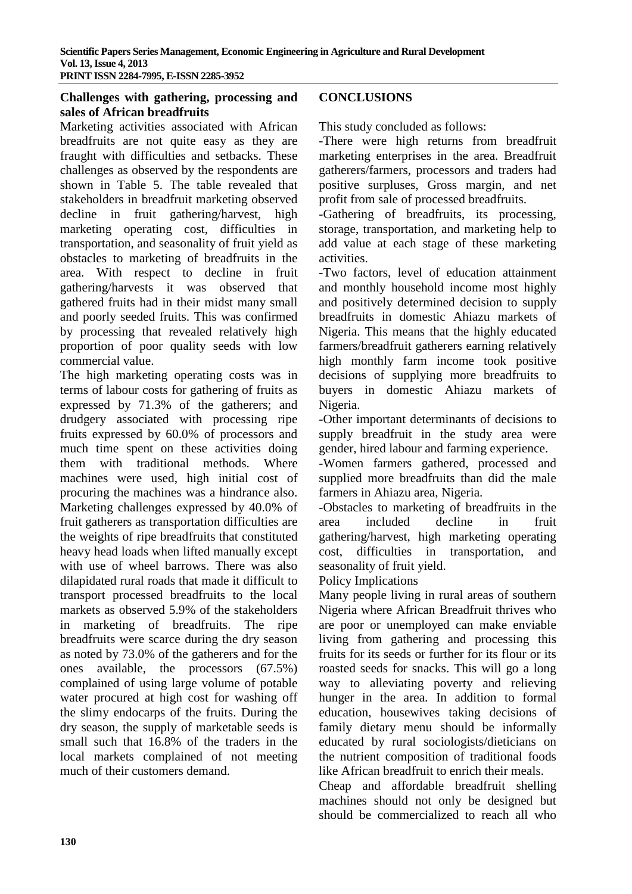**Challenges with gathering, processing and sales of African breadfruits**

Marketing activities associated with African breadfruits are not quite easy as they are fraught with difficulties and setbacks. These challenges as observed by the respondents are shown in Table 5. The table revealed that stakeholders in breadfruit marketing observed decline in fruit gathering/harvest, high marketing operating cost, difficulties in transportation, and seasonality of fruit yield as obstacles to marketing of breadfruits in the area. With respect to decline in fruit gathering/harvests it was observed that gathered fruits had in their midst many small and poorly seeded fruits. This was confirmed by processing that revealed relatively high proportion of poor quality seeds with low commercial value.

The high marketing operating costs was in terms of labour costs for gathering of fruits as expressed by 71.3% of the gatherers; and drudgery associated with processing ripe fruits expressed by 60.0% of processors and much time spent on these activities doing them with traditional methods. Where machines were used, high initial cost of procuring the machines was a hindrance also. Marketing challenges expressed by 40.0% of fruit gatherers as transportation difficulties are the weights of ripe breadfruits that constituted heavy head loads when lifted manually except with use of wheel barrows. There was also dilapidated rural roads that made it difficult to transport processed breadfruits to the local markets as observed 5.9% of the stakeholders in marketing of breadfruits. The ripe breadfruits were scarce during the dry season as noted by 73.0% of the gatherers and for the ones available, the processors (67.5%) complained of using large volume of potable water procured at high cost for washing off the slimy endocarps of the fruits. During the dry season, the supply of marketable seeds is small such that 16.8% of the traders in the local markets complained of not meeting much of their customers demand.

## CONCLUSIONS

This study concluded as follows:

-There were high returns from breadfruit marketing enterprises in the area. Breadfruit gatherers/farmers, processors and traders had positive surpluses, Gross margin, and net profit from sale of processed breadfruits.

-Gathering of breadfruits, its processing, storage, transportation, and marketing help to add value at each stage of these marketing activities.

-Two factors, level of education attainment and monthly household income most highly and positively determined decision to supply breadfruits in domestic Ahiazu markets of Nigeria. This means that the highly educated farmers/breadfruit gatherers earning relatively high monthly farm income took positive decisions of supplying more breadfruits to buyers in domestic Ahiazu markets of Nigeria.

-Other important determinants of decisions to supply breadfruit in the study area were gender, hired labour and farming experience.

-Women farmers gathered, processed and supplied more breadfruits than did the male farmers in Ahiazu area, Nigeria.

-Obstacles to marketing of breadfruits in the area included decline in fruit gathering/harvest, high marketing operating cost, difficulties in transportation, and seasonality of fruit yield.

Policy Implications

Many people living in rural areas of southern Nigeria where African Breadfruit thrives who are poor or unemployed can make enviable living from gathering and processing this fruits for its seeds or further for its flour or its roasted seeds for snacks. This will go a long way to alleviating poverty and relieving hunger in the area. In addition to formal education, housewives taking decisions of family dietary menu should be informally educated by rural sociologists/dieticians on the nutrient composition of traditional foods like African breadfruit to enrich their meals.

Cheap and affordable breadfruit shelling machines should not only be designed but should be commercialized to reach all who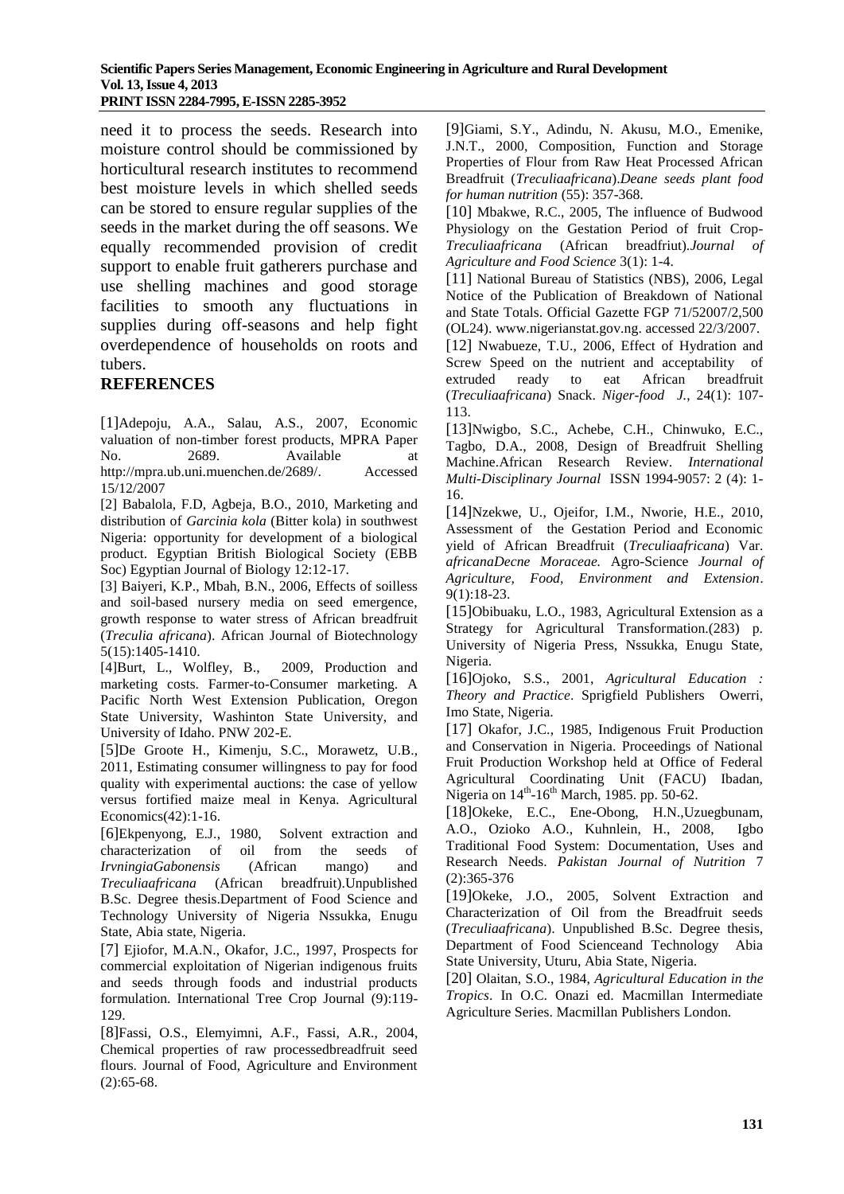need it to process the seeds. Research into moisture control should be commissioned by horticultural research institutes to recommend best moisture levels in which shelled seeds can be stored to ensure regular supplies of the seeds in the market during the off seasons. We equally recommended provision of credit support to enable fruit gatherers purchase and use shelling machines and good storage facilities to smooth any fluctuations in supplies during off-seasons and help fight overdependence of households on roots and tubers.

## REFERENCES

[1]Adepoju, A.A., Salau, A.S., 2007, Economic valuation of non-timber forest products, MPRA Paper No. 2689. Available at http://mpra.ub.uni.muenchen.de/2689/. Accessed 15/12/2007

[2] Babalola, F.D, Agbeja, B.O., 2010, Marketing and distribution of *Garcinia kola* (Bitter kola) in southwest Nigeria: opportunity for development of a biological product. Egyptian British Biological Society (EBB Soc) Egyptian Journal of Biology 12:12-17.

[3] Baiyeri, K.P., Mbah, B.N., 2006, Effects of soilless and soil-based nursery media on seed emergence, growth response to water stress of African breadfruit (*Treculia africana*). African Journal of Biotechnology 5(15):1405-1410.

[4]Burt, L., Wolfley, B., 2009, Production and marketing costs. Farmer-to-Consumer marketing. A Pacific North West Extension Publication, Oregon State University, Washinton State University, and University of Idaho. PNW 202-E.

[5]De Groote H., Kimenju, S.C., Morawetz, U.B., 2011, Estimating consumer willingness to pay for food quality with experimental auctions: the case of yellow versus fortified maize meal in Kenya. Agricultural Economics(42):1-16.

[6]Ekpenyong, E.J., 1980, Solvent extraction and characterization of oil from the seeds of *IrvningiaGabonensis* (African mango) and *Treculiaafricana* (African breadfruit).Unpublished B.Sc. Degree thesis.Department of Food Science and Technology University of Nigeria Nssukka, Enugu State, Abia state, Nigeria.

[7] Ejiofor, M.A.N., Okafor, J.C., 1997, Prospects for commercial exploitation of Nigerian indigenous fruits and seeds through foods and industrial products formulation. International Tree Crop Journal (9):119-129.

[8]Fassi, O.S., Elemyimni, A.F., Fassi, A.R., 2004, Chemical properties of raw processedbreadfruit seed flours. Journal of Food, Agriculture and Environment (2):65-68.

[9]Giami, S.Y., Adindu, N. Akusu, M.O., Emenike, J.N.T., 2000, Composition, Function and Storage Properties of Flour from Raw Heat Processed African Breadfruit (*Treculiaafricana*).*Deane seeds plant food for human nutrition* (55): 357-368.

[10] Mbakwe, R.C., 2005, The influence of Budwood Physiology on the Gestation Period of fruit Crop-*Treculiaafricana* (African breadfriut).*Journal of Agriculture and Food Science* 3(1): 1-4.

[11] National Bureau of Statistics (NBS), 2006, Legal Notice of the Publication of Breakdown of National and State Totals. Official Gazette FGP 71/52007/2,500 (OL24). www.nigerianstat.gov.ng. accessed 22/3/2007.

[12] Nwabueze, T.U., 2006, Effect of Hydration and Screw Speed on the nutrient and acceptability of extruded ready to eat African breadfruit (*Treculiaafricana*) Snack. *Niger-food J.*, 24(1): 107-113.

[13]Nwigbo, S.C., Achebe, C.H., Chinwuko, E.C., Tagbo, D.A., 2008, Design of Breadfruit Shelling Machine.African Research Review. *International Multi-Disciplinary Journal* ISSN 1994-9057: 2 (4): 1-16.

[14]Nzekwe, U., Ojeifor, I.M., Nworie, H.E., 2010, Assessment of the Gestation Period and Economic yield of African Breadfruit (*Treculiaafricana*) Var. *africanaDecne Moraceae.* Agro-Science *Journal of Agriculture, Food, Environment and Extension*. 9(1):18-23.

[15]Obibuaku, L.O., 1983, Agricultural Extension as a Strategy for Agricultural Transformation.(283) p. University of Nigeria Press, Nssukka, Enugu State, Nigeria.

[16]Ojoko, S.S., 2001, *Agricultural Education : Theory and Practice*. Sprigfield Publishers Owerri, Imo State, Nigeria.

[17] Okafor, J.C., 1985, Indigenous Fruit Production and Conservation in Nigeria. Proceedings of National Fruit Production Workshop held at Office of Federal Agricultural Coordinating Unit (FACU) Ibadan, Nigeria on 14th-16th March, 1985. pp. 50-62.

[18]Okeke, E.C., Ene-Obong, H.N.,Uzuegbunam, A.O., Ozioko A.O., Kuhnlein, H., 2008, Igbo Traditional Food System: Documentation, Uses and Research Needs. *Pakistan Journal of Nutrition* 7 (2):365-376

[19]Okeke, J.O., 2005, Solvent Extraction and Characterization of Oil from the Breadfruit seeds (*Treculiaafricana*). Unpublished B.Sc. Degree thesis, Department of Food Scienceand Technology Abia State University, Uturu, Abia State, Nigeria.

[20] Olaitan, S.O., 1984, *Agricultural Education in the Tropics*. In O.C. Onazi ed. Macmillan Intermediate Agriculture Series. Macmillan Publishers London.